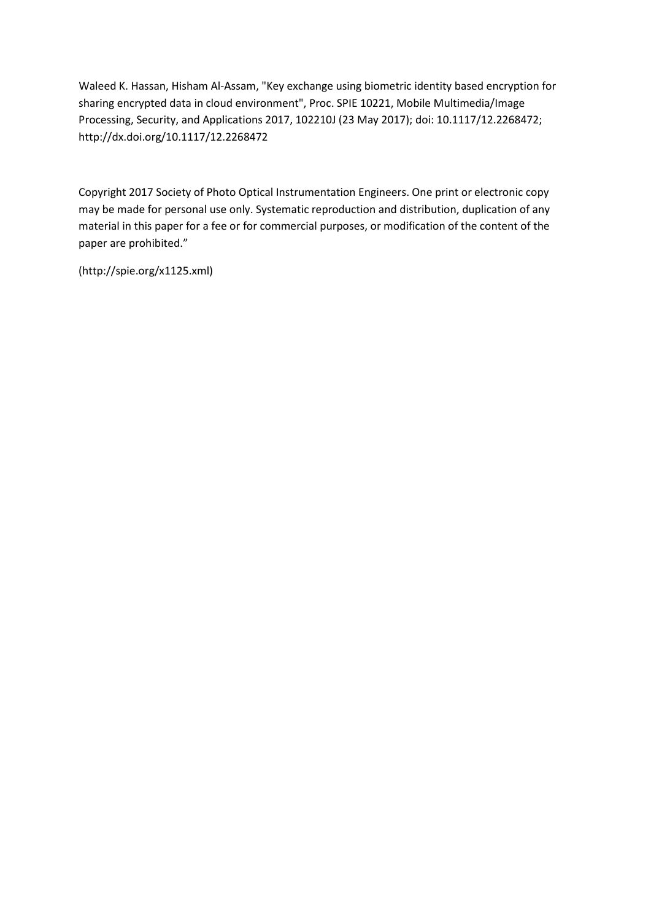Waleed K. Hassan, Hisham Al-Assam, "Key exchange using biometric identity based encryption for sharing encrypted data in cloud environment", Proc. SPIE 10221, Mobile Multimedia/Image Processing, Security, and Applications 2017, 102210J (23 May 2017); doi: 10.1117/12.2268472; http://dx.doi.org/10.1117/12.2268472

Copyright 2017 Society of Photo Optical Instrumentation Engineers. One print or electronic copy may be made for personal use only. Systematic reproduction and distribution, duplication of any material in this paper for a fee or for commercial purposes, or modification of the content of the paper are prohibited."

(http://spie.org/x1125.xml)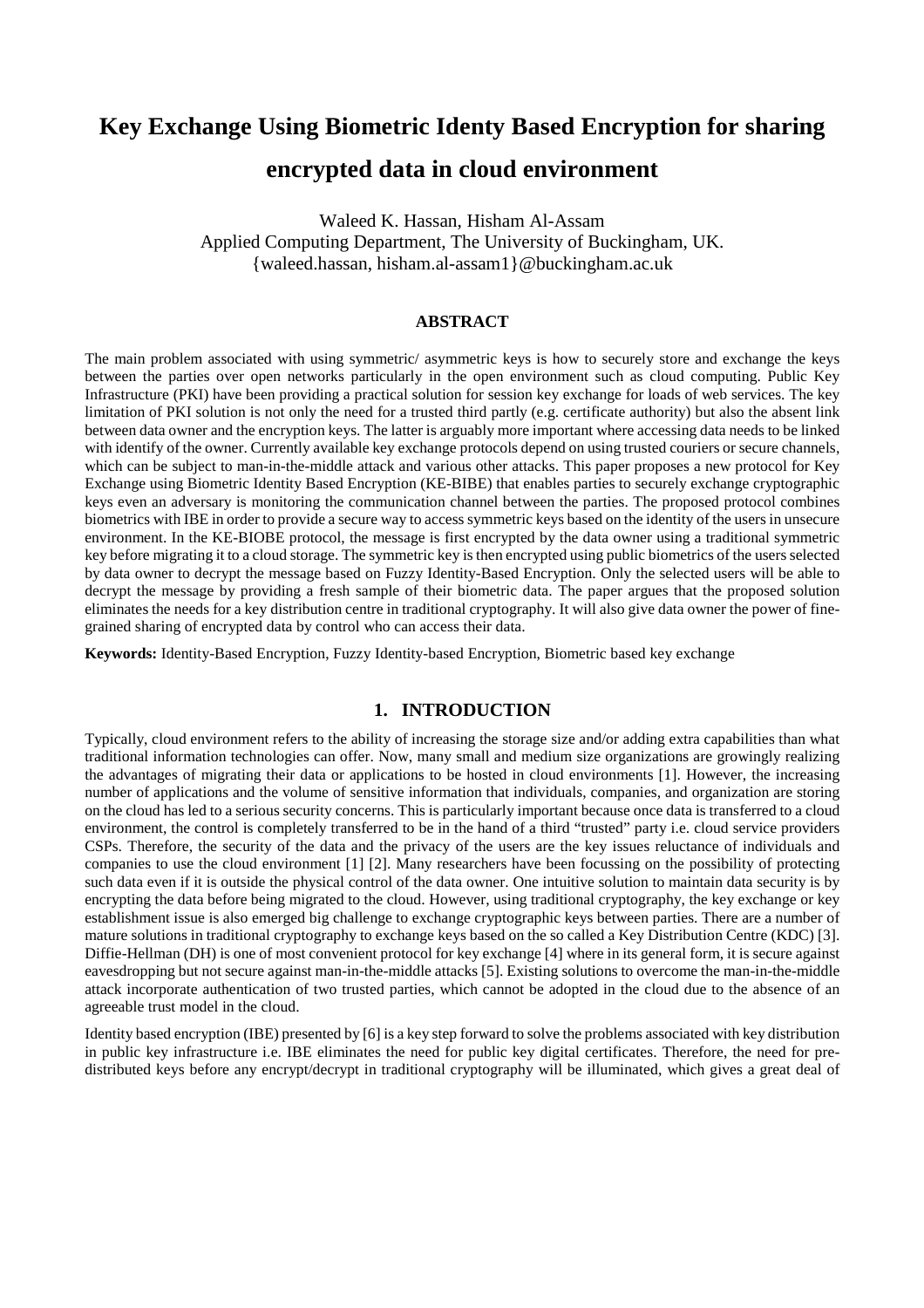# Key Exchange Using Biometric Identy Based Encryption for sharing encrypted data in cloud environment

Waleed K. Hassan, Hisham Al-Assam
Applied Computing Department, The University of Buckingham, UK.
{waleed.hassan, hisham.al-assam1}@buckingham.ac.uk

## ABSTRACT

The main problem associated with using symmetric/ asymmetric keys is how to securely store and exchange the keys between the parties over open networks particularly in the open environment such as cloud computing. Public Key Infrastructure (PKI) have been providing a practical solution for session key exchange for loads of web services. The key limitation of PKI solution is not only the need for a trusted third partly (e.g. certificate authority) but also the absent link between data owner and the encryption keys. The latter is arguably more important where accessing data needs to be linked with identify of the owner. Currently available key exchange protocols depend on using trusted couriers or secure channels, which can be subject to man-in-the-middle attack and various other attacks. This paper proposes a new protocol for Key Exchange using Biometric Identity Based Encryption (KE-BIBE) that enables parties to securely exchange cryptographic keys even an adversary is monitoring the communication channel between the parties. The proposed protocol combines biometrics with IBE in order to provide a secure way to access symmetric keys based on the identity of the users in unsecure environment. In the KE-BIOBE protocol, the message is first encrypted by the data owner using a traditional symmetric key before migrating it to a cloud storage. The symmetric key is then encrypted using public biometrics of the users selected by data owner to decrypt the message based on Fuzzy Identity-Based Encryption. Only the selected users will be able to decrypt the message by providing a fresh sample of their biometric data. The paper argues that the proposed solution eliminates the needs for a key distribution centre in traditional cryptography. It will also give data owner the power of fine-grained sharing of encrypted data by control who can access their data.

**Keywords:** Identity-Based Encryption, Fuzzy Identity-based Encryption, Biometric based key exchange

## 1. INTRODUCTION

Typically, cloud environment refers to the ability of increasing the storage size and/or adding extra capabilities than what traditional information technologies can offer. Now, many small and medium size organizations are growingly realizing the advantages of migrating their data or applications to be hosted in cloud environments [1]. However, the increasing number of applications and the volume of sensitive information that individuals, companies, and organization are storing on the cloud has led to a serious security concerns. This is particularly important because once data is transferred to a cloud environment, the control is completely transferred to be in the hand of a third "trusted" party i.e. cloud service providers CSPs. Therefore, the security of the data and the privacy of the users are the key issues reluctance of individuals and companies to use the cloud environment [1] [2]. Many researchers have been focussing on the possibility of protecting such data even if it is outside the physical control of the data owner. One intuitive solution to maintain data security is by encrypting the data before being migrated to the cloud. However, using traditional cryptography, the key exchange or key establishment issue is also emerged big challenge to exchange cryptographic keys between parties. There are a number of mature solutions in traditional cryptography to exchange keys based on the so called a Key Distribution Centre (KDC) [3]. Diffie-Hellman (DH) is one of most convenient protocol for key exchange [4] where in its general form, it is secure against eavesdropping but not secure against man-in-the-middle attacks [5]. Existing solutions to overcome the man-in-the-middle attack incorporate authentication of two trusted parties, which cannot be adopted in the cloud due to the absence of an agreeable trust model in the cloud.

Identity based encryption (IBE) presented by [6] is a key step forward to solve the problems associated with key distribution in public key infrastructure i.e. IBE eliminates the need for public key digital certificates. Therefore, the need for pre-distributed keys before any encrypt/decrypt in traditional cryptography will be illuminated, which gives a great deal of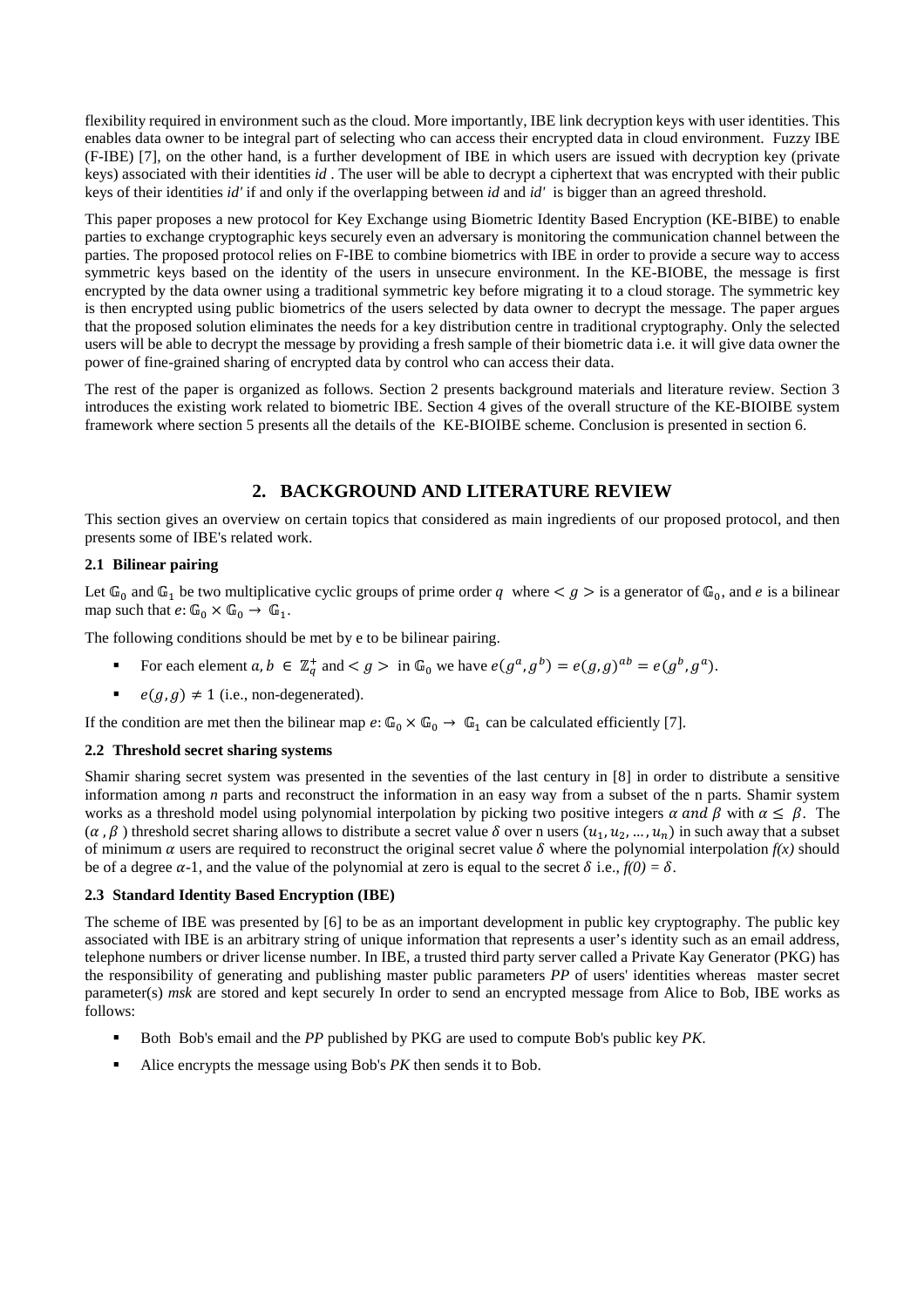flexibility required in environment such as the cloud. More importantly, IBE link decryption keys with user identities. This enables data owner to be integral part of selecting who can access their encrypted data in cloud environment. Fuzzy IBE (F-IBE) [7], on the other hand, is a further development of IBE in which users are issued with decryption key (private keys) associated with their identities *id* . The user will be able to decrypt a ciphertext that was encrypted with their public keys of their identities *id'* if and only if the overlapping between *id* and *id'* is bigger than an agreed threshold.

This paper proposes a new protocol for Key Exchange using Biometric Identity Based Encryption (KE-BIBE) to enable parties to exchange cryptographic keys securely even an adversary is monitoring the communication channel between the parties. The proposed protocol relies on F-IBE to combine biometrics with IBE in order to provide a secure way to access symmetric keys based on the identity of the users in unsecure environment. In the KE-BIOBE, the message is first encrypted by the data owner using a traditional symmetric key before migrating it to a cloud storage. The symmetric key is then encrypted using public biometrics of the users selected by data owner to decrypt the message. The paper argues that the proposed solution eliminates the needs for a key distribution centre in traditional cryptography. Only the selected users will be able to decrypt the message by providing a fresh sample of their biometric data i.e. it will give data owner the power of fine-grained sharing of encrypted data by control who can access their data.

The rest of the paper is organized as follows. Section 2 presents background materials and literature review. Section 3 introduces the existing work related to biometric IBE. Section 4 gives of the overall structure of the KE-BIOIBE system framework where section 5 presents all the details of the KE-BIOIBE scheme. Conclusion is presented in section 6.

## 2. BACKGROUND AND LITERATURE REVIEW

This section gives an overview on certain topics that considered as main ingredients of our proposed protocol, and then presents some of IBE's related work.

### 2.1 Bilinear pairing

Let $\mathbb{G}_0$ and $\mathbb{G}_1$ be two multiplicative cyclic groups of prime order $q$ where $< g >$ is a generator of $\mathbb{G}_0$, and $e$ is a bilinear map such that $e: \mathbb{G}_0 \times \mathbb{G}_0 \rightarrow \mathbb{G}_1$.

The following conditions should be met by e to be bilinear pairing.

- For each element $a, b \in \mathbb{Z}_q^+$ and $< g >$ in $\mathbb{G}_0$ we have $e(g^a, g^b) = e(g,g)^{ab} = e(g^b, g^a)$.
- $e(g, g) \neq 1$ (i.e., non-degenerated).

If the condition are met then the bilinear map $e: \mathbb{G}_0 \times \mathbb{G}_0 \rightarrow \mathbb{G}_1$ can be calculated efficiently [7].

### 2.2 Threshold secret sharing systems

Shamir sharing secret system was presented in the seventies of the last century in [8] in order to distribute a sensitive information among *n* parts and reconstruct the information in an easy way from a subset of the n parts. Shamir system works as a threshold model using polynomial interpolation by picking two positive integers $\alpha$ *and* $\beta$ with $\alpha \leq \beta$. The $(\alpha, \beta)$ threshold secret sharing allows to distribute a secret value $\delta$ over n users $(u_1, u_2, \ldots, u_n)$ in such away that a subset of minimum $\alpha$ users are required to reconstruct the original secret value $\delta$ where the polynomial interpolation *f(x)* should be of a degree $\alpha$-1, and the value of the polynomial at zero is equal to the secret $\delta$ i.e., $f(0) = \delta$.

### 2.3 Standard Identity Based Encryption (IBE)

The scheme of IBE was presented by [6] to be as an important development in public key cryptography. The public key associated with IBE is an arbitrary string of unique information that represents a user's identity such as an email address, telephone numbers or driver license number. In IBE, a trusted third party server called a Private Kay Generator (PKG) has the responsibility of generating and publishing master public parameters *PP* of users' identities whereas master secret parameter(s) *msk* are stored and kept securely In order to send an encrypted message from Alice to Bob, IBE works as follows:

- Both Bob's email and the *PP* published by PKG are used to compute Bob's public key *PK*.
- Alice encrypts the message using Bob's *PK* then sends it to Bob.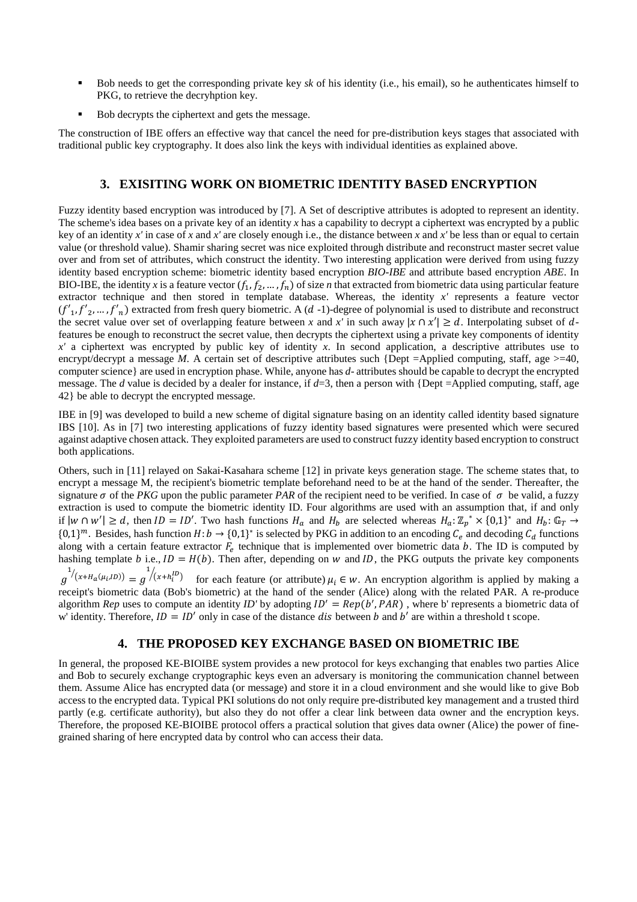- Bob needs to get the corresponding private key *sk* of his identity (i.e., his email), so he authenticates himself to PKG, to retrieve the decryhption key.
- Bob decrypts the ciphertext and gets the message.

The construction of IBE offers an effective way that cancel the need for pre-distribution keys stages that associated with traditional public key cryptography. It does also link the keys with individual identities as explained above.

## 3. EXISITING WORK ON BIOMETRIC IDENTITY BASED ENCRYPTION

Fuzzy identity based encryption was introduced by [7]. A Set of descriptive attributes is adopted to represent an identity. The scheme's idea bases on a private key of an identity $x$ has a capability to decrypt a ciphertext was encrypted by a public key of an identity $x'$ in case of $x$ and $x'$ are closely enough i.e., the distance between $x$ and $x'$ be less than or equal to certain value (or threshold value). Shamir sharing secret was nice exploited through distribute and reconstruct master secret value over and from set of attributes, which construct the identity. Two interesting application were derived from using fuzzy identity based encryption scheme: biometric identity based encryption *BIO-IBE* and attribute based encryption *ABE*. In BIO-IBE, the identity $x$ is a feature vector $(f_1, f_2, \dots, f_n)$ of size $n$ that extracted from biometric data using particular feature extractor technique and then stored in template database. Whereas, the identity $x'$ represents a feature vector $(f'_1, f'_2, \dots, f'_n)$ extracted from fresh query biometric. A ($d$ -1)-degree of polynomial is used to distribute and reconstruct the secret value over set of overlapping feature between $x$ and $x'$ in such away $|x \cap x'| \geq d$. Interpolating subset of $d$-features be enough to reconstruct the secret value, then decrypts the ciphertext using a private key components of identity $x'$ a ciphertext was encrypted by public key of identity $x$. In second application, a descriptive attributes use to encrypt/decrypt a message $M$. A certain set of descriptive attributes such {Dept =Applied computing, staff, age >=40, computer science} are used in encryption phase. While, anyone has $d$- attributes should be capable to decrypt the encrypted message. The $d$ value is decided by a dealer for instance, if $d$=3, then a person with {Dept =Applied computing, staff, age 42} be able to decrypt the encrypted message.

IBE in [9] was developed to build a new scheme of digital signature basing on an identity called identity based signature IBS [10]. As in [7] two interesting applications of fuzzy identity based signatures were presented which were secured against adaptive chosen attack. They exploited parameters are used to construct fuzzy identity based encryption to construct both applications.

Others, such in [11] relayed on Sakai-Kasahara scheme [12] in private keys generation stage. The scheme states that, to encrypt a message M, the recipient's biometric template beforehand need to be at the hand of the sender. Thereafter, the signature $\sigma$ of the *PKG* upon the public parameter *PAR* of the recipient need to be verified. In case of $\sigma$ be valid, a fuzzy extraction is used to compute the biometric identity ID. Four algorithms are used with an assumption that, if and only if $|w \cap w'| \geq d$, then $ID = ID'$. Two hash functions $H_a$ and $H_b$ are selected whereas $H_a: \mathbb{Z}_p^* \times \{0,1\}^*$ and $H_b: \mathbb{G}_T \rightarrow \{0,1\}^m$. Besides, hash function $H: b \rightarrow \{0,1\}^*$ is selected by PKG in addition to an encoding $C_e$ and decoding $C_d$ functions along with a certain feature extractor $F_e$ technique that is implemented over biometric data $b$. The ID is computed by hashing template $b$ i.e., $ID = H(b)$. Then after, depending on $w$ and $ID$, the PKG outputs the private key components $g^{1/(x+H_a(\mu_i, ID))} = g^{1/(x+h_i^{ID})}$ for each feature (or attribute) $\mu_i \in w$. An encryption algorithm is applied by making a receipt's biometric data (Bob's biometric) at the hand of the sender (Alice) along with the related PAR. A re-produce algorithm *Rep* uses to compute an identity *ID'* by adopting $ID' = Rep(b', PAR)$ , where b' represents a biometric data of w' identity. Therefore, $ID = ID'$ only in case of the distance $dis$ between $b$ and $b'$ are within a threshold t scope.

## 4. THE PROPOSED KEY EXCHANGE BASED ON BIOMETRIC IBE

In general, the proposed KE-BIOIBE system provides a new protocol for keys exchanging that enables two parties Alice and Bob to securely exchange cryptographic keys even an adversary is monitoring the communication channel between them. Assume Alice has encrypted data (or message) and store it in a cloud environment and she would like to give Bob access to the encrypted data. Typical PKI solutions do not only require pre-distributed key management and a trusted third partly (e.g. certificate authority), but also they do not offer a clear link between data owner and the encryption keys. Therefore, the proposed KE-BIOIBE protocol offers a practical solution that gives data owner (Alice) the power of fine-grained sharing of here encrypted data by control who can access their data.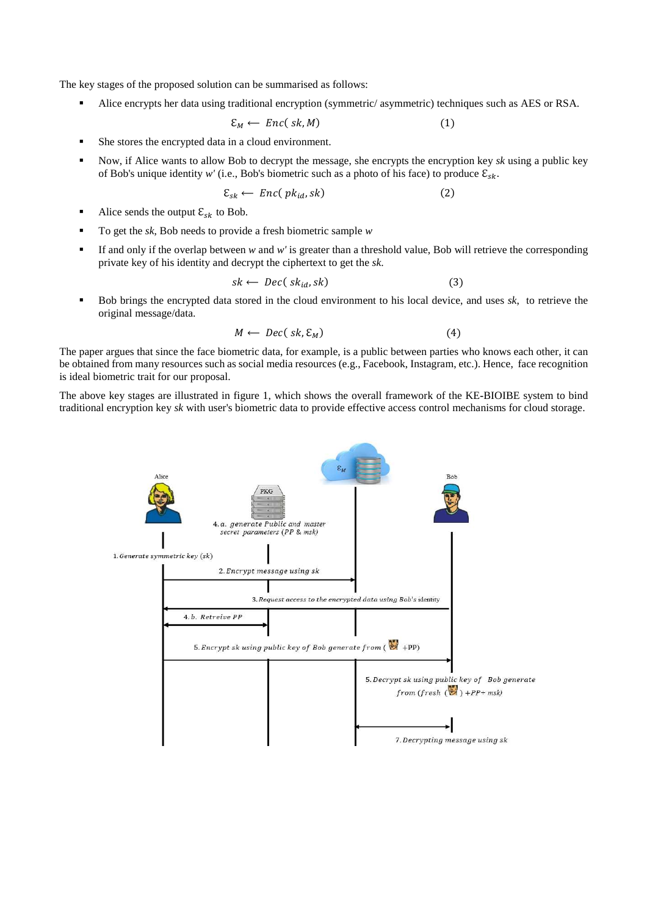The key stages of the proposed solution can be summarised as follows:

- Alice encrypts her data using traditional encryption (symmetric/ asymmetric) techniques such as AES or RSA.

$$\mathcal{E}_M \longleftarrow Enc(\,sk, M) \qquad (1)$$

- She stores the encrypted data in a cloud environment.
- Now, if Alice wants to allow Bob to decrypt the message, she encrypts the encryption key *sk* using a public key of Bob's unique identity *w'* (i.e., Bob's biometric such as a photo of his face) to produce $\mathcal{E}_{sk}$.

$$\mathcal{E}_{sk} \longleftarrow Enc(\,pk_{id}, sk) \qquad (2)$$

- Alice sends the output $\mathcal{E}_{sk}$ to Bob.
- To get the *sk*, Bob needs to provide a fresh biometric sample *w*
- If and only if the overlap between *w* and *w'* is greater than a threshold value, Bob will retrieve the corresponding private key of his identity and decrypt the ciphertext to get the *sk*.

$$sk \longleftarrow Dec(\,sk_{id}, sk) \qquad (3)$$

- Bob brings the encrypted data stored in the cloud environment to his local device, and uses *sk*, to retrieve the original message/data.

$$M \longleftarrow Dec(\,sk, \mathcal{E}_M) \qquad (4)$$

The paper argues that since the face biometric data, for example, is a public between parties who knows each other, it can be obtained from many resources such as social media resources (e.g., Facebook, Instagram, etc.). Hence, face recognition is ideal biometric trait for our proposal.

The above key stages are illustrated in figure 1, which shows the overall framework of the KE-BIOIBE system to bind traditional encryption key *sk* with user's biometric data to provide effective access control mechanisms for cloud storage.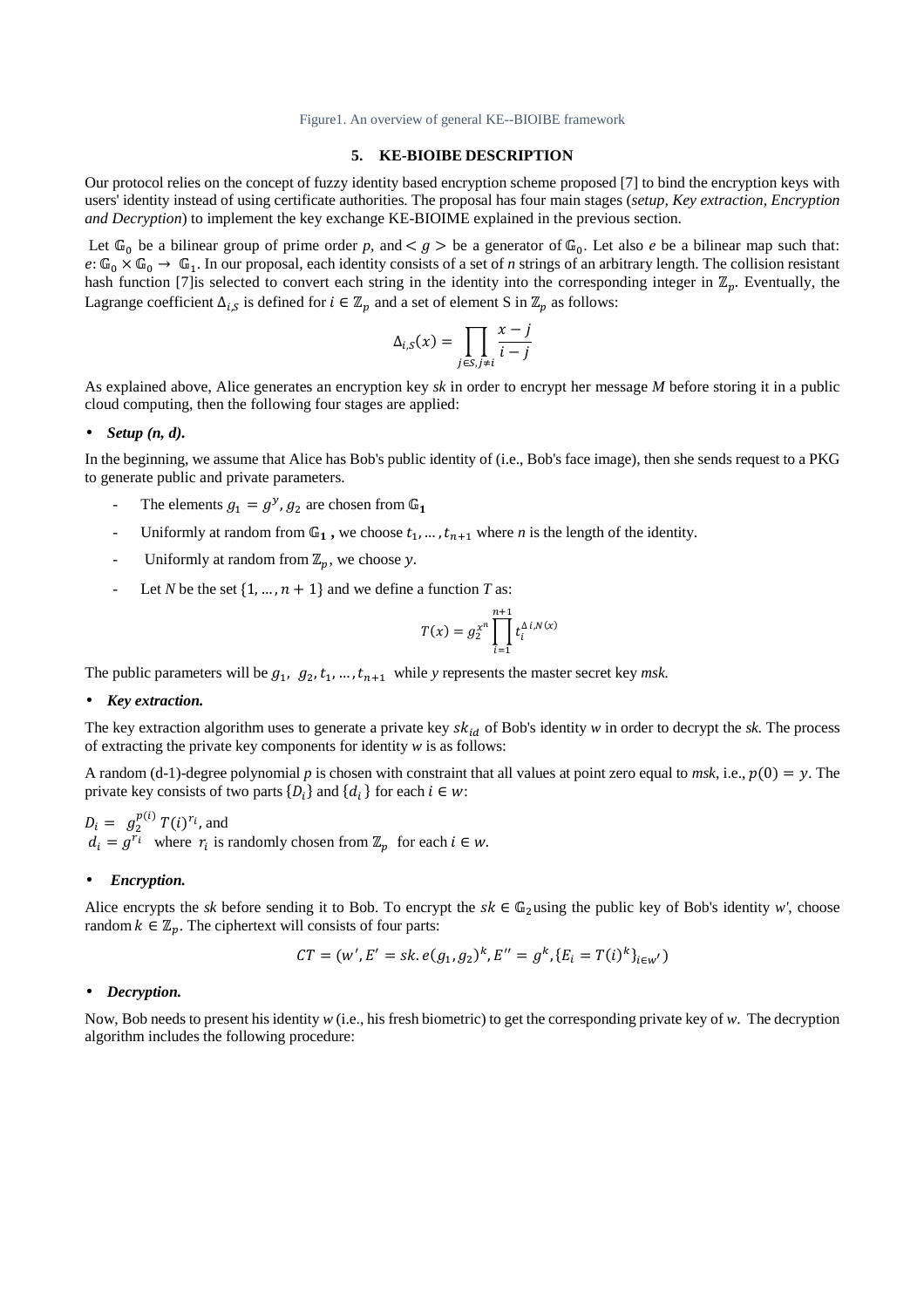Figure1. An overview of general KE--BIOIBE framework

## 5. KE-BIOIBE DESCRIPTION

Our protocol relies on the concept of fuzzy identity based encryption scheme proposed [7] to bind the encryption keys with users' identity instead of using certificate authorities. The proposal has four main stages (*setup, Key extraction, Encryption and Decryption*) to implement the key exchange KE-BIOIME explained in the previous section.

Let $\mathbb{G}_0$ be a bilinear group of prime order *p*, and $< g >$ be a generator of $\mathbb{G}_0$. Let also *e* be a bilinear map such that: $e: \mathbb{G}_0 \times \mathbb{G}_0 \rightarrow \mathbb{G}_1$. In our proposal, each identity consists of a set of *n* strings of an arbitrary length. The collision resistant hash function [7]is selected to convert each string in the identity into the corresponding integer in $\mathbb{Z}_p$. Eventually, the Lagrange coefficient $\Delta_{i,S}$ is defined for $i \in \mathbb{Z}_p$ and a set of element S in $\mathbb{Z}_p$ as follows:

$$\Delta_{i,S}(x) = \prod_{j \in S, j \neq i} \frac{x - j}{i - j}$$

As explained above, Alice generates an encryption key *sk* in order to encrypt her message *M* before storing it in a public cloud computing, then the following four stages are applied:

- ***Setup (n, d).***

In the beginning, we assume that Alice has Bob's public identity of (i.e., Bob's face image), then she sends request to a PKG to generate public and private parameters.

- The elements $g_1 = g^y, g_2$ are chosen from $\mathbb{G}_1$
- Uniformly at random from $\mathbb{G}_1$ , we choose $t_1, \ldots, t_{n+1}$ where *n* is the length of the identity.
- Uniformly at random from $\mathbb{Z}_p$, we choose $y$.
- Let *N* be the set $\{1, \ldots, n+1\}$ and we define a function *T* as:

$$T(x) = g_2^{x^n} \prod_{i=1}^{n+1} t_i^{\Delta\, i,N(x)}$$

The public parameters will be $g_1, \; g_2, t_1, \ldots, t_{n+1}$ while *y* represents the master secret key *msk.*

- ***Key extraction.***

The key extraction algorithm uses to generate a private key $sk_{id}$ of Bob's identity *w* in order to decrypt the *sk.* The process of extracting the private key components for identity *w* is as follows:

A random (d-1)-degree polynomial *p* is chosen with constraint that all values at point zero equal to *msk*, i.e., $p(0) = y$. The private key consists of two parts $\{D_i\}$ and $\{d_i\}$ for each $i \in w$:

$D_i = \; g_2^{p(i)} \, T(i)^{r_i}$, and
$d_i = g^{r_i}$ where $r_i$ is randomly chosen from $\mathbb{Z}_p$ for each $i \in w$.

- ***Encryption.***

Alice encrypts the *sk* before sending it to Bob. To encrypt the $sk \in \mathbb{G}_2$ using the public key of Bob's identity *w'*, choose random $k \in \mathbb{Z}_p$. The ciphertext will consists of four parts:

$$CT = (w', E' = sk.\, e(g_1, g_2)^k, E'' = g^k, \{E_i = T(i)^k\}_{i \in w'})$$

- ***Decryption.***

Now, Bob needs to present his identity *w* (i.e., his fresh biometric) to get the corresponding private key of *w*. The decryption algorithm includes the following procedure: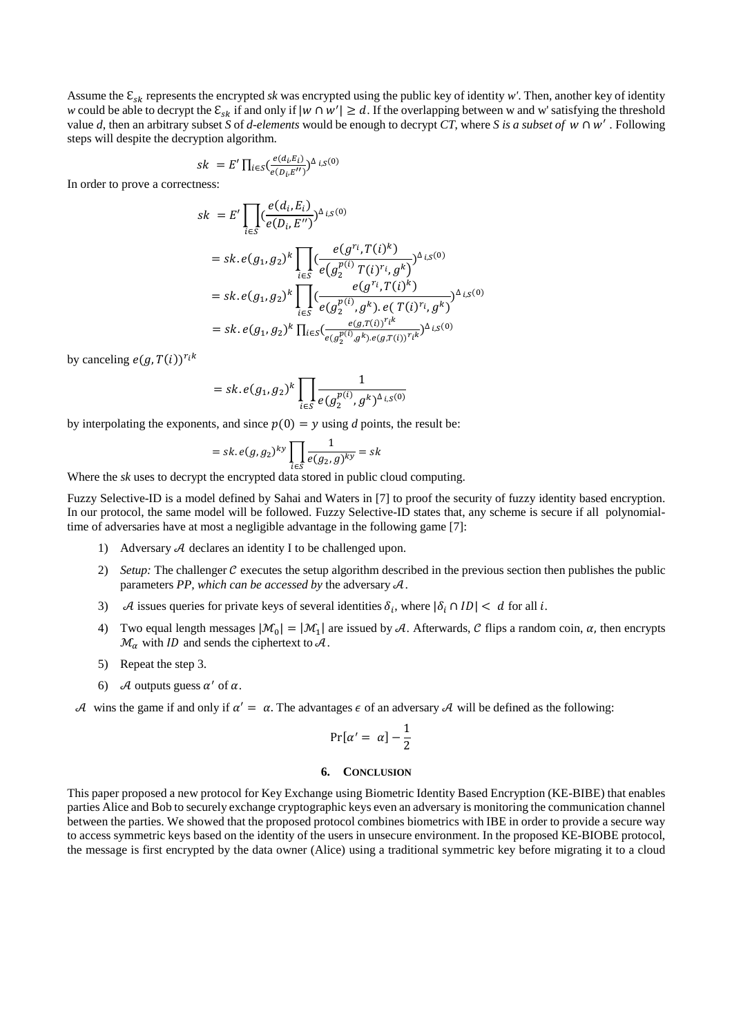Assume the $\mathcal{E}_{sk}$ represents the encrypted *sk* was encrypted using the public key of identity *w'*. Then, another key of identity *w* could be able to decrypt the $\mathcal{E}_{sk}$ if and only if $|w \cap w'| \geq d$. If the overlapping between w and w' satisfying the threshold value *d*, then an arbitrary subset *S* of *d-elements* would be enough to decrypt *CT*, where *S is a subset of* $w \cap w'$ . Following steps will despite the decryption algorithm.

$$sk \ = E' \prod_{i \in S} (\frac{e(d_i, E_i)}{e(D_i, E'')})^{\Delta_{i,S}(0)}$$

In order to prove a correctness:

$$\begin{aligned} sk \ &= E' \prod_{i \in S} (\frac{e(d_i, E_i)}{e(D_i, E'')})^{\Delta_{i,S}(0)} \\ &= sk.e(g_1, g_2)^k \prod_{i \in S} (\frac{e(g^{r_i}, T(i)^k)}{e(g_2^{p(i)} T(i)^{r_i}, g^k)})^{\Delta_{i,S}(0)} \\ &= sk.e(g_1, g_2)^k \prod_{i \in S} (\frac{e(g^{r_i}, T(i)^k)}{e(g_2^{p(i)}, g^k).e(T(i)^{r_i}, g^k)})^{\Delta_{i,S}(0)} \\ &= sk.e(g_1, g_2)^k \prod_{i \in S} (\frac{e(g, T(i))^{r_i k}}{e(g_2^{p(i)}, g^k).e(g, T(i))^{r_i k}})^{\Delta_{i,S}(0)} \end{aligned}$$

by canceling $e(g, T(i))^{r_i k}$

$$= sk.e(g_1, g_2)^k \prod_{i \in S} \frac{1}{e(g_2^{p(i)}, g^k)^{\Delta_{i,S}(0)}}$$

by interpolating the exponents, and since $p(0) = y$ using *d* points, the result be:

$$= sk.e(g, g_2)^{ky} \prod_{i \in S} \frac{1}{e(g_2, g)^{ky}} = sk$$

Where the *sk* uses to decrypt the encrypted data stored in public cloud computing.

Fuzzy Selective-ID is a model defined by Sahai and Waters in [7] to proof the security of fuzzy identity based encryption. In our protocol, the same model will be followed. Fuzzy Selective-ID states that, any scheme is secure if all polynomial-time of adversaries have at most a negligible advantage in the following game [7]:

1) Adversary $\mathcal{A}$ declares an identity I to be challenged upon.
2) *Setup:* The challenger $\mathcal{C}$ executes the setup algorithm described in the previous section then publishes the public parameters *PP, which can be accessed by* the adversary $\mathcal{A}$.
3) $\mathcal{A}$ issues queries for private keys of several identities $\delta_i$, where $|\delta_i \cap ID| < d$ for all $i$.
4) Two equal length messages $|\mathcal{M}_0| = |\mathcal{M}_1|$ are issued by $\mathcal{A}$. Afterwards, $\mathcal{C}$ flips a random coin, $\alpha$, then encrypts $\mathcal{M}_\alpha$ with *ID* and sends the ciphertext to $\mathcal{A}$.
5) Repeat the step 3.
6) $\mathcal{A}$ outputs guess $\alpha'$ of $\alpha$.

$\mathcal{A}$ wins the game if and only if $\alpha' = \alpha$. The advantages $\epsilon$ of an adversary $\mathcal{A}$ will be defined as the following:

$$\Pr[\alpha' = \alpha] - \frac{1}{2}$$

## 6. Conclusion

This paper proposed a new protocol for Key Exchange using Biometric Identity Based Encryption (KE-BIBE) that enables parties Alice and Bob to securely exchange cryptographic keys even an adversary is monitoring the communication channel between the parties. We showed that the proposed protocol combines biometrics with IBE in order to provide a secure way to access symmetric keys based on the identity of the users in unsecure environment. In the proposed KE-BIOBE protocol, the message is first encrypted by the data owner (Alice) using a traditional symmetric key before migrating it to a cloud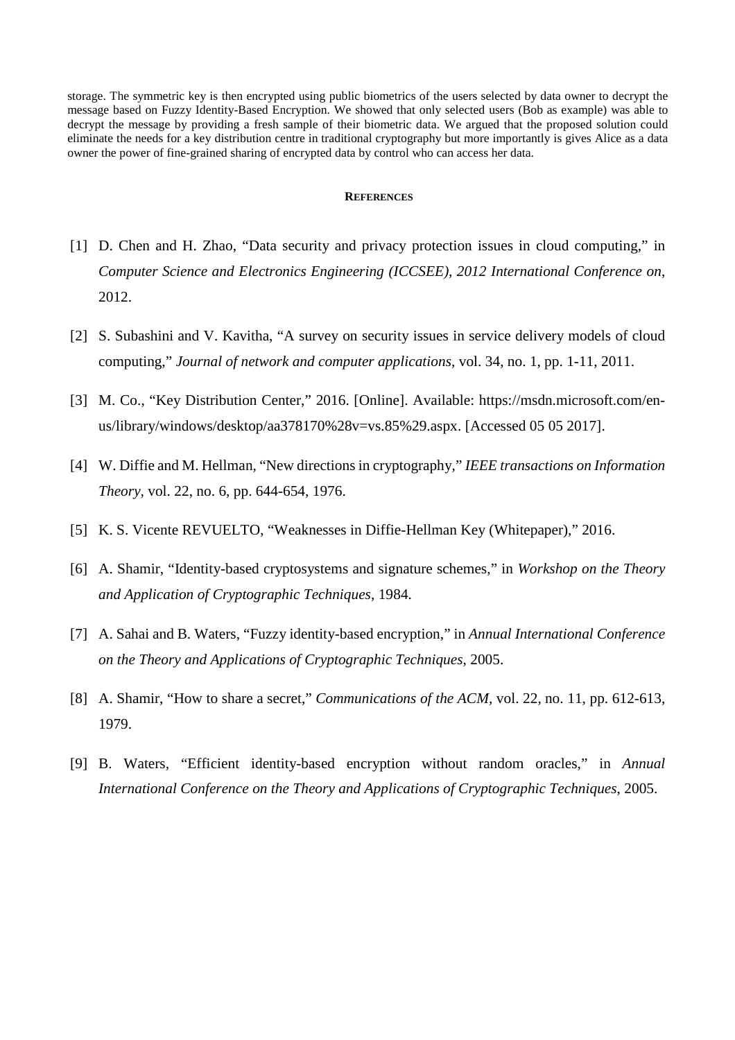storage. The symmetric key is then encrypted using public biometrics of the users selected by data owner to decrypt the message based on Fuzzy Identity-Based Encryption. We showed that only selected users (Bob as example) was able to decrypt the message by providing a fresh sample of their biometric data. We argued that the proposed solution could eliminate the needs for a key distribution centre in traditional cryptography but more importantly is gives Alice as a data owner the power of fine-grained sharing of encrypted data by control who can access her data.

## References

[1] D. Chen and H. Zhao, "Data security and privacy protection issues in cloud computing," in *Computer Science and Electronics Engineering (ICCSEE), 2012 International Conference on*, 2012.

[2] S. Subashini and V. Kavitha, "A survey on security issues in service delivery models of cloud computing," *Journal of network and computer applications,* vol. 34, no. 1, pp. 1-11, 2011.

[3] M. Co., "Key Distribution Center," 2016. [Online]. Available: https://msdn.microsoft.com/en-us/library/windows/desktop/aa378170%28v=vs.85%29.aspx. [Accessed 05 05 2017].

[4] W. Diffie and M. Hellman, "New directions in cryptography," *IEEE transactions on Information Theory,* vol. 22, no. 6, pp. 644-654, 1976.

[5] K. S. Vicente REVUELTO, "Weaknesses in Diffie-Hellman Key (Whitepaper)," 2016.

[6] A. Shamir, "Identity-based cryptosystems and signature schemes," in *Workshop on the Theory and Application of Cryptographic Techniques*, 1984.

[7] A. Sahai and B. Waters, "Fuzzy identity-based encryption," in *Annual International Conference on the Theory and Applications of Cryptographic Techniques*, 2005.

[8] A. Shamir, "How to share a secret," *Communications of the ACM,* vol. 22, no. 11, pp. 612-613, 1979.

[9] B. Waters, "Efficient identity-based encryption without random oracles," in *Annual International Conference on the Theory and Applications of Cryptographic Techniques*, 2005.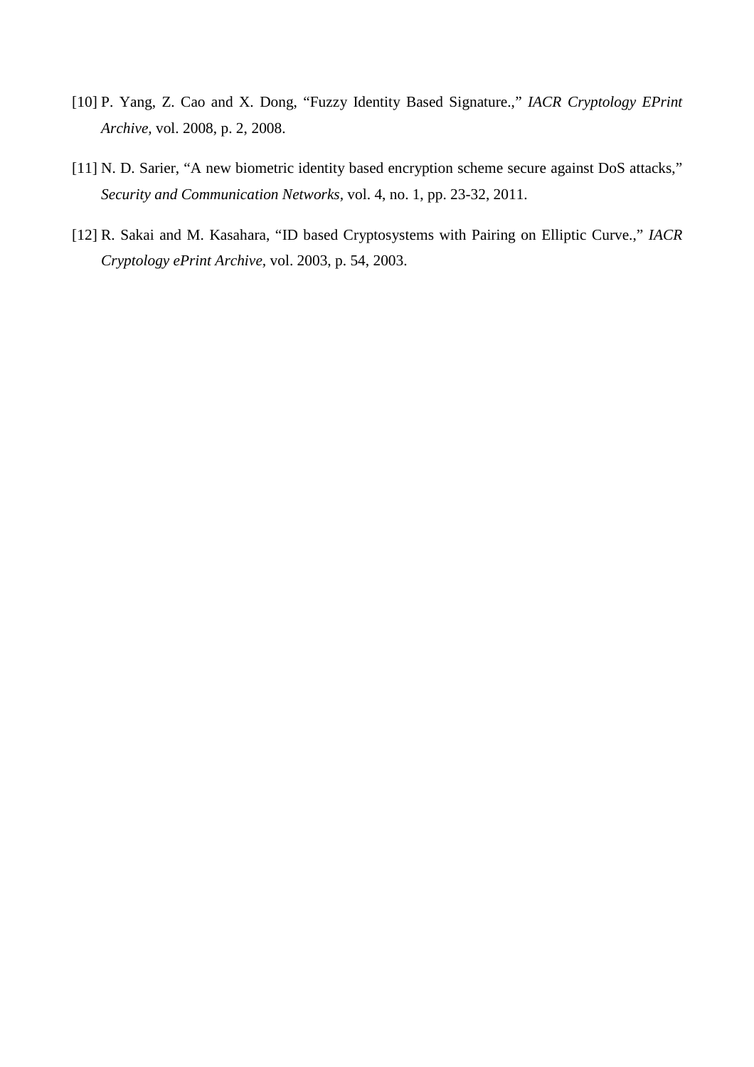[10] P. Yang, Z. Cao and X. Dong, "Fuzzy Identity Based Signature.," *IACR Cryptology EPrint Archive*, vol. 2008, p. 2, 2008.

[11] N. D. Sarier, "A new biometric identity based encryption scheme secure against DoS attacks," *Security and Communication Networks*, vol. 4, no. 1, pp. 23-32, 2011.

[12] R. Sakai and M. Kasahara, "ID based Cryptosystems with Pairing on Elliptic Curve.," *IACR Cryptology ePrint Archive*, vol. 2003, p. 54, 2003.